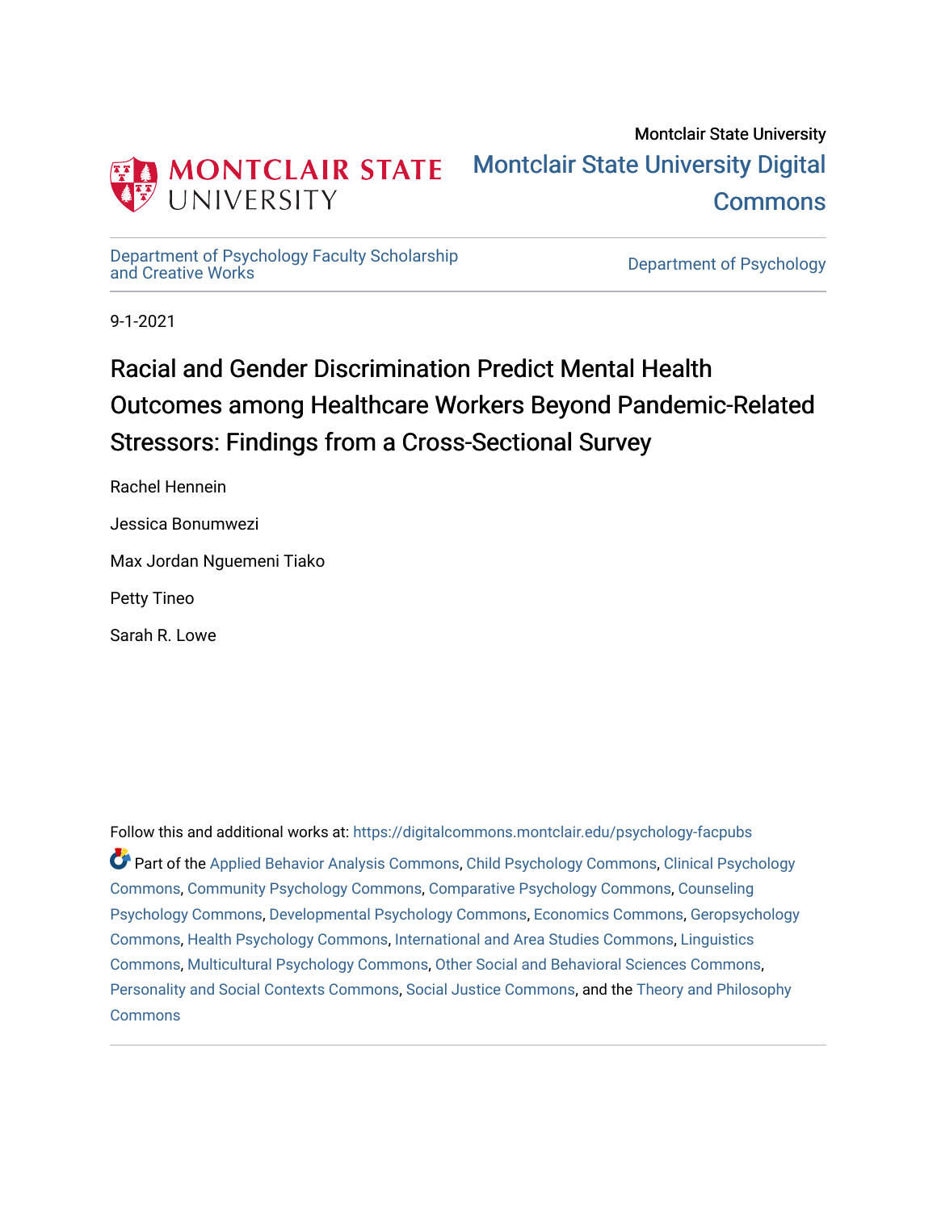Montclair State University

# Montclair State University Digital Commons

Department of Psychology Faculty Scholarship and Creative Works

Department of Psychology

9-1-2021

## Racial and Gender Discrimination Predict Mental Health Outcomes among Healthcare Workers Beyond Pandemic-Related Stressors: Findings from a Cross-Sectional Survey

Rachel Hennein

Jessica Bonumwezi

Max Jordan Nguemeni Tiako

Petty Tineo

Sarah R. Lowe

Follow this and additional works at: https://digitalcommons.montclair.edu/psychology-facpubs

Part of the Applied Behavior Analysis Commons, Child Psychology Commons, Clinical Psychology Commons, Community Psychology Commons, Comparative Psychology Commons, Counseling Psychology Commons, Developmental Psychology Commons, Economics Commons, Geropsychology Commons, Health Psychology Commons, International and Area Studies Commons, Linguistics Commons, Multicultural Psychology Commons, Other Social and Behavioral Sciences Commons, Personality and Social Contexts Commons, Social Justice Commons, and the Theory and Philosophy Commons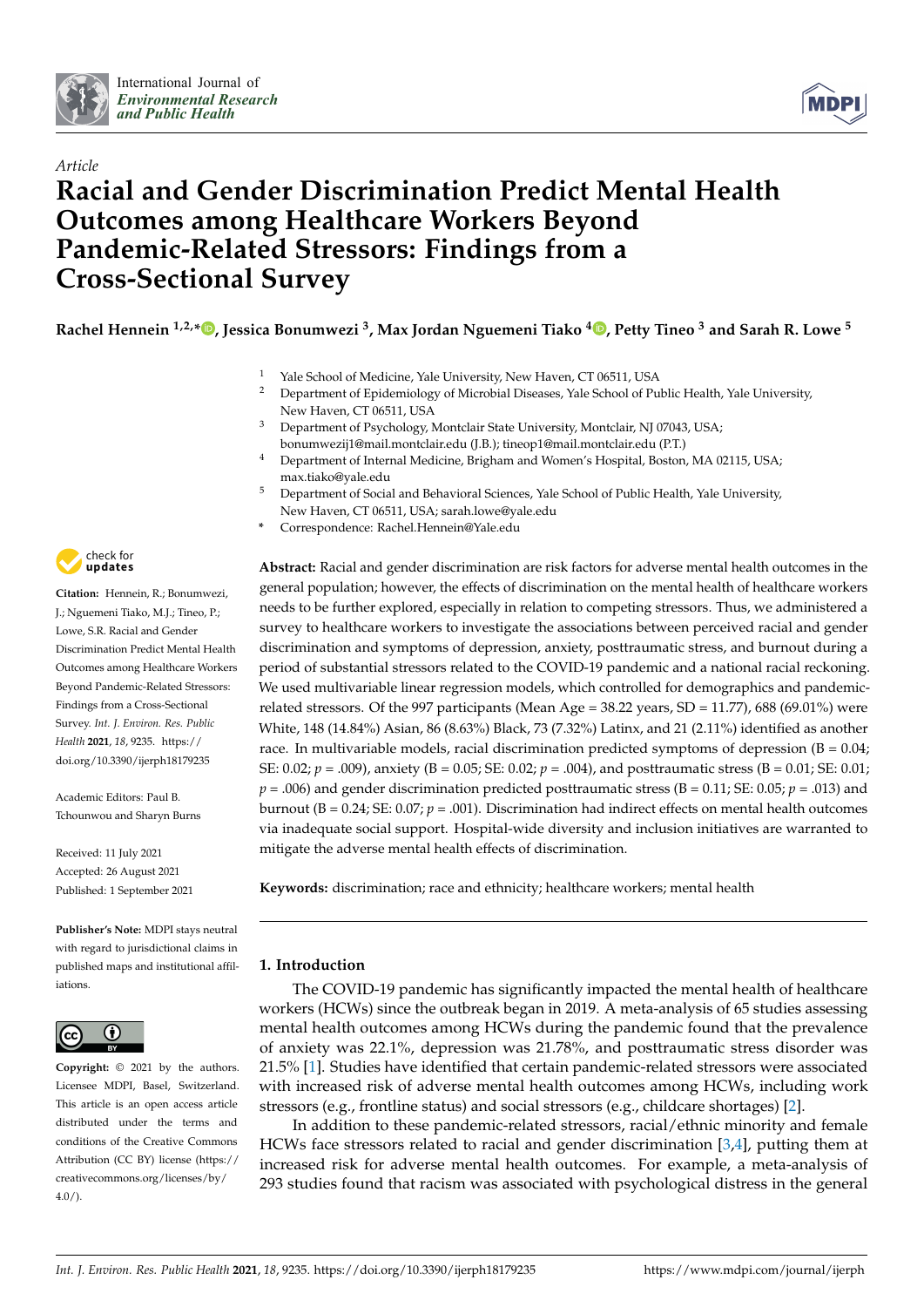# Racial and Gender Discrimination Predict Mental Health Outcomes among Healthcare Workers Beyond Pandemic-Related Stressors: Findings from a Cross-Sectional Survey

*Article*

**Rachel Hennein [1,2,*], Jessica Bonumwezi [3], Max Jordan Nguemeni Tiako [4], Petty Tineo [3] and Sarah R. Lowe [5]**

[1] Yale School of Medicine, Yale University, New Haven, CT 06511, USA
[2] Department of Epidemiology of Microbial Diseases, Yale School of Public Health, Yale University, New Haven, CT 06511, USA
[3] Department of Psychology, Montclair State University, Montclair, NJ 07043, USA; bonumwezij1@mail.montclair.edu (J.B.); tineop1@mail.montclair.edu (P.T.)
[4] Department of Internal Medicine, Brigham and Women's Hospital, Boston, MA 02115, USA; max.tiako@yale.edu
[5] Department of Social and Behavioral Sciences, Yale School of Public Health, Yale University, New Haven, CT 06511, USA; sarah.lowe@yale.edu
* Correspondence: Rachel.Hennein@Yale.edu

**Citation:** Hennein, R.; Bonumwezi, J.; Nguemeni Tiako, M.J.; Tineo, P.; Lowe, S.R. Racial and Gender Discrimination Predict Mental Health Outcomes among Healthcare Workers Beyond Pandemic-Related Stressors: Findings from a Cross-Sectional Survey. *Int. J. Environ. Res. Public Health* **2021**, *18*, 9235. https://doi.org/10.3390/ijerph18179235

Academic Editors: Paul B. Tchounwou and Sharyn Burns

Received: 11 July 2021
Accepted: 26 August 2021
Published: 1 September 2021

**Publisher's Note:** MDPI stays neutral with regard to jurisdictional claims in published maps and institutional affiliations.

**Copyright:** © 2021 by the authors. Licensee MDPI, Basel, Switzerland. This article is an open access article distributed under the terms and conditions of the Creative Commons Attribution (CC BY) license (https://creativecommons.org/licenses/by/4.0/).

**Abstract:** Racial and gender discrimination are risk factors for adverse mental health outcomes in the general population; however, the effects of discrimination on the mental health of healthcare workers needs to be further explored, especially in relation to competing stressors. Thus, we administered a survey to healthcare workers to investigate the associations between perceived racial and gender discrimination and symptoms of depression, anxiety, posttraumatic stress, and burnout during a period of substantial stressors related to the COVID-19 pandemic and a national racial reckoning. We used multivariable linear regression models, which controlled for demographics and pandemic-related stressors. Of the 997 participants (Mean Age = 38.22 years, SD = 11.77), 688 (69.01%) were White, 148 (14.84%) Asian, 86 (8.63%) Black, 73 (7.32%) Latinx, and 21 (2.11%) identified as another race. In multivariable models, racial discrimination predicted symptoms of depression (B = 0.04; SE: 0.02; $p = .009$), anxiety (B = 0.05; SE: 0.02; $p = .004$), and posttraumatic stress (B = 0.01; SE: 0.01; $p = .006$) and gender discrimination predicted posttraumatic stress (B = 0.11; SE: 0.05; $p = .013$) and burnout (B = 0.24; SE: 0.07; $p = .001$). Discrimination had indirect effects on mental health outcomes via inadequate social support. Hospital-wide diversity and inclusion initiatives are warranted to mitigate the adverse mental health effects of discrimination.

**Keywords:** discrimination; race and ethnicity; healthcare workers; mental health

## 1. Introduction

The COVID-19 pandemic has significantly impacted the mental health of healthcare workers (HCWs) since the outbreak began in 2019. A meta-analysis of 65 studies assessing mental health outcomes among HCWs during the pandemic found that the prevalence of anxiety was 22.1%, depression was 21.78%, and posttraumatic stress disorder was 21.5% [1]. Studies have identified that certain pandemic-related stressors were associated with increased risk of adverse mental health outcomes among HCWs, including work stressors (e.g., frontline status) and social stressors (e.g., childcare shortages) [2].

In addition to these pandemic-related stressors, racial/ethnic minority and female HCWs face stressors related to racial and gender discrimination [3,4], putting them at increased risk for adverse mental health outcomes. For example, a meta-analysis of 293 studies found that racism was associated with psychological distress in the general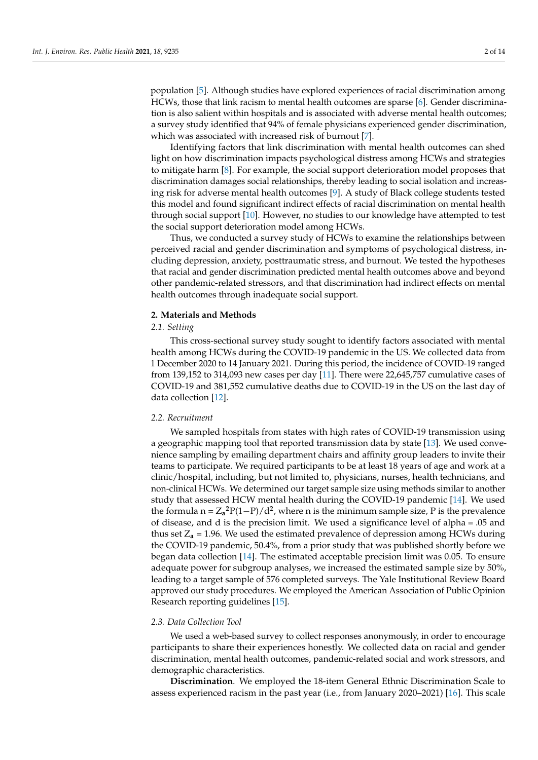population [5]. Although studies have explored experiences of racial discrimination among HCWs, those that link racism to mental health outcomes are sparse [6]. Gender discrimination is also salient within hospitals and is associated with adverse mental health outcomes; a survey study identified that 94% of female physicians experienced gender discrimination, which was associated with increased risk of burnout [7].

Identifying factors that link discrimination with mental health outcomes can shed light on how discrimination impacts psychological distress among HCWs and strategies to mitigate harm [8]. For example, the social support deterioration model proposes that discrimination damages social relationships, thereby leading to social isolation and increasing risk for adverse mental health outcomes [9]. A study of Black college students tested this model and found significant indirect effects of racial discrimination on mental health through social support [10]. However, no studies to our knowledge have attempted to test the social support deterioration model among HCWs.

Thus, we conducted a survey study of HCWs to examine the relationships between perceived racial and gender discrimination and symptoms of psychological distress, including depression, anxiety, posttraumatic stress, and burnout. We tested the hypotheses that racial and gender discrimination predicted mental health outcomes above and beyond other pandemic-related stressors, and that discrimination had indirect effects on mental health outcomes through inadequate social support.

## 2. Materials and Methods

### *2.1. Setting*

This cross-sectional survey study sought to identify factors associated with mental health among HCWs during the COVID-19 pandemic in the US. We collected data from 1 December 2020 to 14 January 2021. During this period, the incidence of COVID-19 ranged from 139,152 to 314,093 new cases per day [11]. There were 22,645,757 cumulative cases of COVID-19 and 381,552 cumulative deaths due to COVID-19 in the US on the last day of data collection [12].

### *2.2. Recruitment*

We sampled hospitals from states with high rates of COVID-19 transmission using a geographic mapping tool that reported transmission data by state [13]. We used convenience sampling by emailing department chairs and affinity group leaders to invite their teams to participate. We required participants to be at least 18 years of age and work at a clinic/hospital, including, but not limited to, physicians, nurses, health technicians, and non-clinical HCWs. We determined our target sample size using methods similar to another study that assessed HCW mental health during the COVID-19 pandemic [14]. We used the formula $n = Z_a^2 P(1-P)/d^2$, where n is the minimum sample size, P is the prevalence of disease, and d is the precision limit. We used a significance level of alpha = .05 and thus set $Z_a = 1.96$. We used the estimated prevalence of depression among HCWs during the COVID-19 pandemic, 50.4%, from a prior study that was published shortly before we began data collection [14]. The estimated acceptable precision limit was 0.05. To ensure adequate power for subgroup analyses, we increased the estimated sample size by 50%, leading to a target sample of 576 completed surveys. The Yale Institutional Review Board approved our study procedures. We employed the American Association of Public Opinion Research reporting guidelines [15].

### *2.3. Data Collection Tool*

We used a web-based survey to collect responses anonymously, in order to encourage participants to share their experiences honestly. We collected data on racial and gender discrimination, mental health outcomes, pandemic-related social and work stressors, and demographic characteristics.

**Discrimination**. We employed the 18-item General Ethnic Discrimination Scale to assess experienced racism in the past year (i.e., from January 2020–2021) [16]. This scale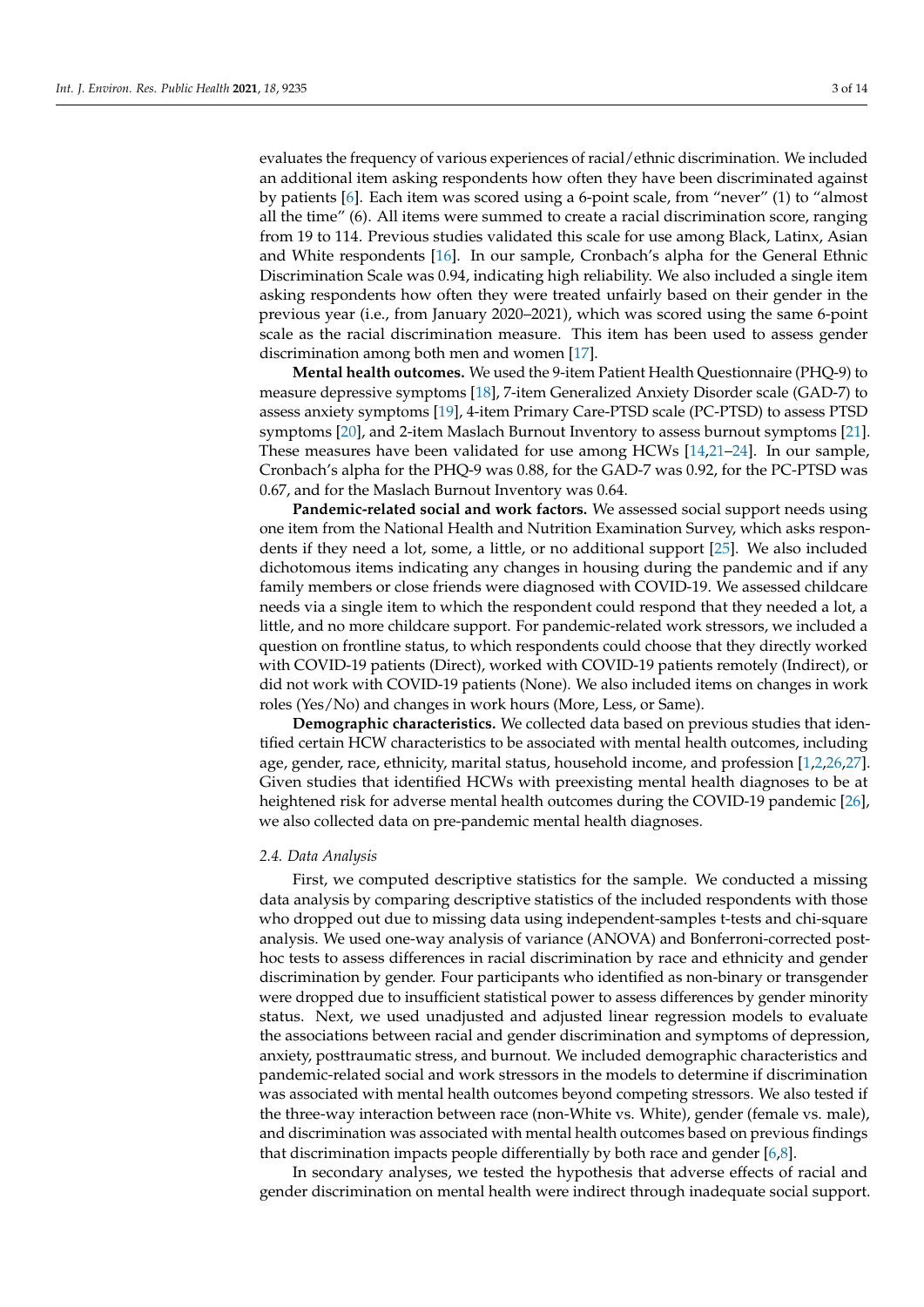evaluates the frequency of various experiences of racial/ethnic discrimination. We included an additional item asking respondents how often they have been discriminated against by patients [6]. Each item was scored using a 6-point scale, from "never" (1) to "almost all the time" (6). All items were summed to create a racial discrimination score, ranging from 19 to 114. Previous studies validated this scale for use among Black, Latinx, Asian and White respondents [16]. In our sample, Cronbach's alpha for the General Ethnic Discrimination Scale was 0.94, indicating high reliability. We also included a single item asking respondents how often they were treated unfairly based on their gender in the previous year (i.e., from January 2020–2021), which was scored using the same 6-point scale as the racial discrimination measure. This item has been used to assess gender discrimination among both men and women [17].

**Mental health outcomes.** We used the 9-item Patient Health Questionnaire (PHQ-9) to measure depressive symptoms [18], 7-item Generalized Anxiety Disorder scale (GAD-7) to assess anxiety symptoms [19], 4-item Primary Care-PTSD scale (PC-PTSD) to assess PTSD symptoms [20], and 2-item Maslach Burnout Inventory to assess burnout symptoms [21]. These measures have been validated for use among HCWs [14,21–24]. In our sample, Cronbach's alpha for the PHQ-9 was 0.88, for the GAD-7 was 0.92, for the PC-PTSD was 0.67, and for the Maslach Burnout Inventory was 0.64.

**Pandemic-related social and work factors.** We assessed social support needs using one item from the National Health and Nutrition Examination Survey, which asks respondents if they need a lot, some, a little, or no additional support [25]. We also included dichotomous items indicating any changes in housing during the pandemic and if any family members or close friends were diagnosed with COVID-19. We assessed childcare needs via a single item to which the respondent could respond that they needed a lot, a little, and no more childcare support. For pandemic-related work stressors, we included a question on frontline status, to which respondents could choose that they directly worked with COVID-19 patients (Direct), worked with COVID-19 patients remotely (Indirect), or did not work with COVID-19 patients (None). We also included items on changes in work roles (Yes/No) and changes in work hours (More, Less, or Same).

**Demographic characteristics.** We collected data based on previous studies that identified certain HCW characteristics to be associated with mental health outcomes, including age, gender, race, ethnicity, marital status, household income, and profession [1,2,26,27]. Given studies that identified HCWs with preexisting mental health diagnoses to be at heightened risk for adverse mental health outcomes during the COVID-19 pandemic [26], we also collected data on pre-pandemic mental health diagnoses.

### 2.4. Data Analysis

First, we computed descriptive statistics for the sample. We conducted a missing data analysis by comparing descriptive statistics of the included respondents with those who dropped out due to missing data using independent-samples t-tests and chi-square analysis. We used one-way analysis of variance (ANOVA) and Bonferroni-corrected post-hoc tests to assess differences in racial discrimination by race and ethnicity and gender discrimination by gender. Four participants who identified as non-binary or transgender were dropped due to insufficient statistical power to assess differences by gender minority status. Next, we used unadjusted and adjusted linear regression models to evaluate the associations between racial and gender discrimination and symptoms of depression, anxiety, posttraumatic stress, and burnout. We included demographic characteristics and pandemic-related social and work stressors in the models to determine if discrimination was associated with mental health outcomes beyond competing stressors. We also tested if the three-way interaction between race (non-White vs. White), gender (female vs. male), and discrimination was associated with mental health outcomes based on previous findings that discrimination impacts people differentially by both race and gender [6,8].

In secondary analyses, we tested the hypothesis that adverse effects of racial and gender discrimination on mental health were indirect through inadequate social support.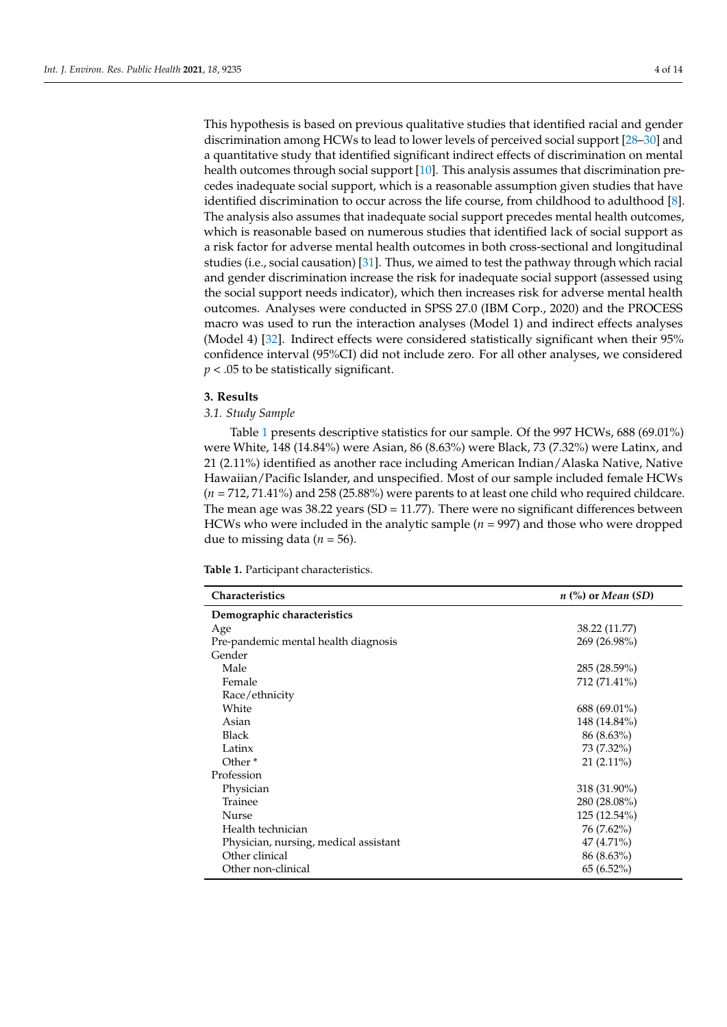This hypothesis is based on previous qualitative studies that identified racial and gender discrimination among HCWs to lead to lower levels of perceived social support [28–30] and a quantitative study that identified significant indirect effects of discrimination on mental health outcomes through social support [10]. This analysis assumes that discrimination precedes inadequate social support, which is a reasonable assumption given studies that have identified discrimination to occur across the life course, from childhood to adulthood [8]. The analysis also assumes that inadequate social support precedes mental health outcomes, which is reasonable based on numerous studies that identified lack of social support as a risk factor for adverse mental health outcomes in both cross-sectional and longitudinal studies (i.e., social causation) [31]. Thus, we aimed to test the pathway through which racial and gender discrimination increase the risk for inadequate social support (assessed using the social support needs indicator), which then increases risk for adverse mental health outcomes. Analyses were conducted in SPSS 27.0 (IBM Corp., 2020) and the PROCESS macro was used to run the interaction analyses (Model 1) and indirect effects analyses (Model 4) [32]. Indirect effects were considered statistically significant when their 95% confidence interval (95%CI) did not include zero. For all other analyses, we considered $p < .05$ to be statistically significant.

## 3. Results

### 3.1. Study Sample

Table 1 presents descriptive statistics for our sample. Of the 997 HCWs, 688 (69.01%) were White, 148 (14.84%) were Asian, 86 (8.63%) were Black, 73 (7.32%) were Latinx, and 21 (2.11%) identified as another race including American Indian/Alaska Native, Native Hawaiian/Pacific Islander, and unspecified. Most of our sample included female HCWs ($n = 712$, 71.41%) and 258 (25.88%) were parents to at least one child who required childcare. The mean age was 38.22 years (SD = 11.77). There were no significant differences between HCWs who were included in the analytic sample ($n = 997$) and those who were dropped due to missing data ($n = 56$).

**Table 1.** Participant characteristics.

| Characteristics | *n* (%) or *Mean* (*SD*) |
|---|---|
| **Demographic characteristics** | |
| Age | 38.22 (11.77) |
| Pre-pandemic mental health diagnosis | 269 (26.98%) |
| Gender | |
| Male | 285 (28.59%) |
| Female | 712 (71.41%) |
| Race/ethnicity | |
| White | 688 (69.01%) |
| Asian | 148 (14.84%) |
| Black | 86 (8.63%) |
| Latinx | 73 (7.32%) |
| Other * | 21 (2.11%) |
| Profession | |
| Physician | 318 (31.90%) |
| Trainee | 280 (28.08%) |
| Nurse | 125 (12.54%) |
| Health technician | 76 (7.62%) |
| Physician, nursing, medical assistant | 47 (4.71%) |
| Other clinical | 86 (8.63%) |
| Other non-clinical | 65 (6.52%) |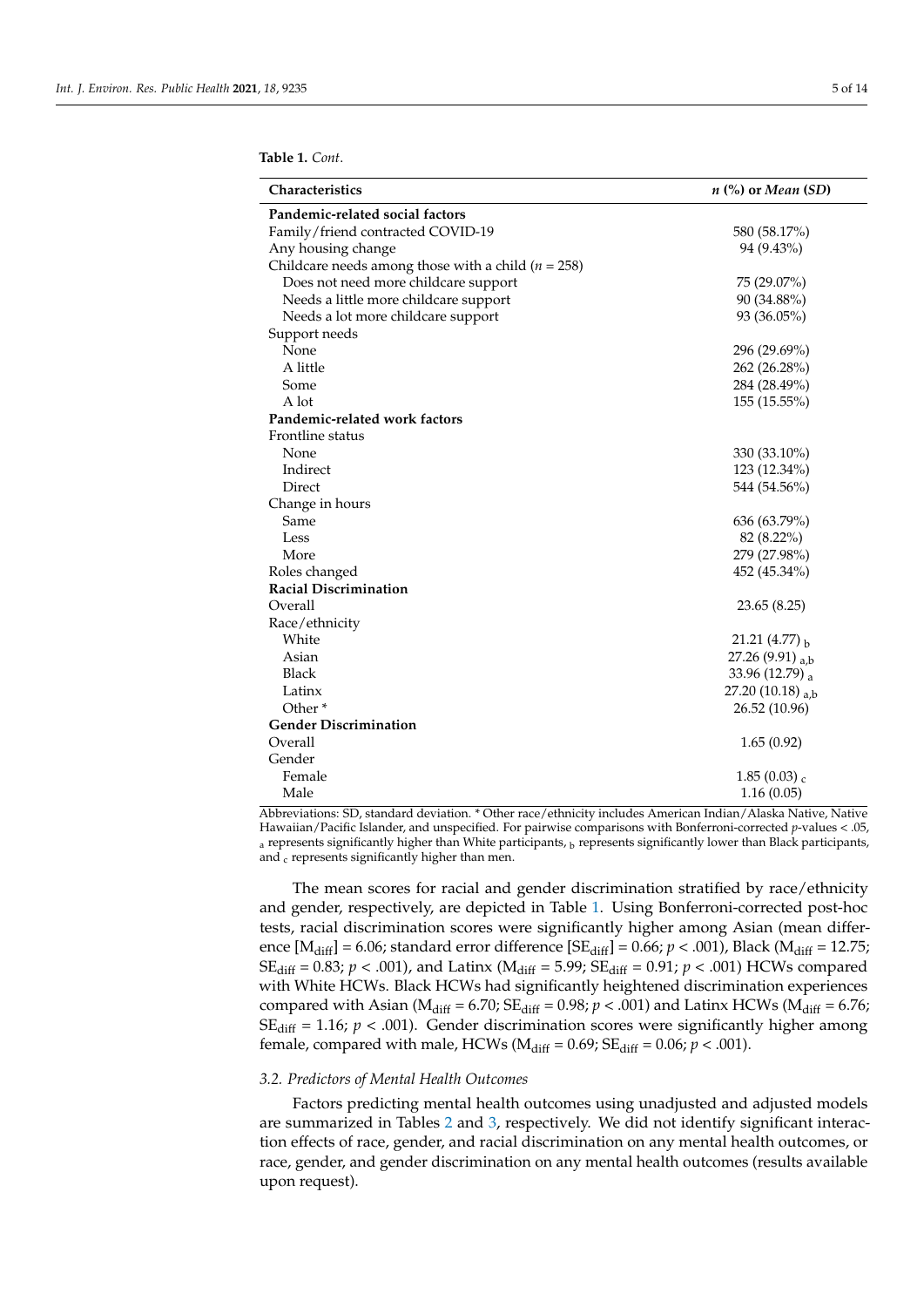**Table 1.** *Cont.*

| Characteristics | *n* (%) or *Mean* (*SD*) |
|---|---|
| **Pandemic-related social factors** | |
| Family/friend contracted COVID-19 | 580 (58.17%) |
| Any housing change | 94 (9.43%) |
| Childcare needs among those with a child ($n$ = 258) | |
| Does not need more childcare support | 75 (29.07%) |
| Needs a little more childcare support | 90 (34.88%) |
| Needs a lot more childcare support | 93 (36.05%) |
| Support needs | |
| None | 296 (29.69%) |
| A little | 262 (26.28%) |
| Some | 284 (28.49%) |
| A lot | 155 (15.55%) |
| **Pandemic-related work factors** | |
| Frontline status | |
| None | 330 (33.10%) |
| Indirect | 123 (12.34%) |
| Direct | 544 (54.56%) |
| Change in hours | |
| Same | 636 (63.79%) |
| Less | 82 (8.22%) |
| More | 279 (27.98%) |
| Roles changed | 452 (45.34%) |
| **Racial Discrimination** | |
| Overall | 23.65 (8.25) |
| Race/ethnicity | |
| White | 21.21 (4.77) $_{b}$ |
| Asian | 27.26 (9.91) $_{a,b}$ |
| Black | 33.96 (12.79) $_{a}$ |
| Latinx | 27.20 (10.18) $_{a,b}$ |
| Other * | 26.52 (10.96) |
| **Gender Discrimination** | |
| Overall | 1.65 (0.92) |
| Gender | |
| Female | 1.85 (0.03) $_{c}$ |
| Male | 1.16 (0.05) |

Abbreviations: SD, standard deviation. * Other race/ethnicity includes American Indian/Alaska Native, Native Hawaiian/Pacific Islander, and unspecified. For pairwise comparisons with Bonferroni-corrected $p$-values < .05, $_{a}$ represents significantly higher than White participants, $_{b}$ represents significantly lower than Black participants, and $_{c}$ represents significantly higher than men.

The mean scores for racial and gender discrimination stratified by race/ethnicity and gender, respectively, are depicted in Table 1. Using Bonferroni-corrected post-hoc tests, racial discrimination scores were significantly higher among Asian (mean difference [$M_{diff}$] = 6.06; standard error difference [$SE_{diff}$] = 0.66; $p$ < .001), Black ($M_{diff}$ = 12.75; $SE_{diff}$ = 0.83; $p$ < .001), and Latinx ($M_{diff}$ = 5.99; $SE_{diff}$ = 0.91; $p$ < .001) HCWs compared with White HCWs. Black HCWs had significantly heightened discrimination experiences compared with Asian ($M_{diff}$ = 6.70; $SE_{diff}$ = 0.98; $p$ < .001) and Latinx HCWs ($M_{diff}$ = 6.76; $SE_{diff}$ = 1.16; $p$ < .001). Gender discrimination scores were significantly higher among female, compared with male, HCWs ($M_{diff}$ = 0.69; $SE_{diff}$ = 0.06; $p$ < .001).

### *3.2. Predictors of Mental Health Outcomes*

Factors predicting mental health outcomes using unadjusted and adjusted models are summarized in Tables 2 and 3, respectively. We did not identify significant interaction effects of race, gender, and racial discrimination on any mental health outcomes, or race, gender, and gender discrimination on any mental health outcomes (results available upon request).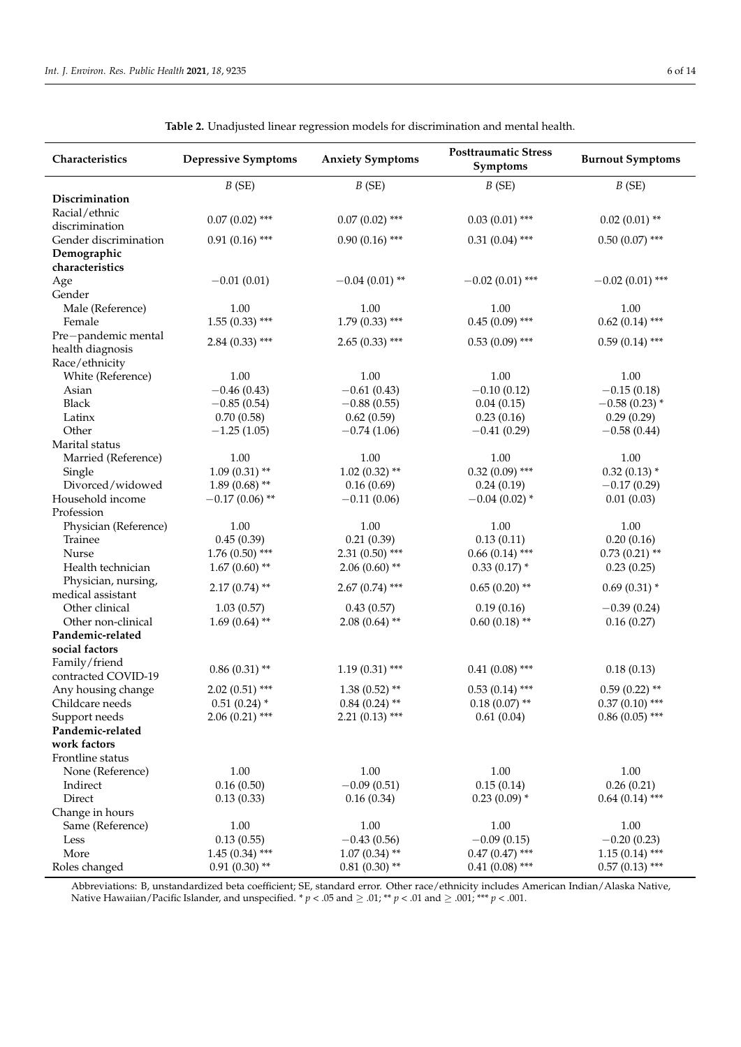**Table 2.** Unadjusted linear regression models for discrimination and mental health.

| Characteristics | Depressive Symptoms | Anxiety Symptoms | Posttraumatic Stress Symptoms | Burnout Symptoms |
|---|---|---|---|---|
| | *B* (SE) | *B* (SE) | *B* (SE) | *B* (SE) |
| **Discrimination** | | | | |
| Racial/ethnic discrimination | 0.07 (0.02) *** | 0.07 (0.02) *** | 0.03 (0.01) *** | 0.02 (0.01) ** |
| Gender discrimination | 0.91 (0.16) *** | 0.90 (0.16) *** | 0.31 (0.04) *** | 0.50 (0.07) *** |
| **Demographic characteristics** | | | | |
| Age | −0.01 (0.01) | −0.04 (0.01) ** | −0.02 (0.01) *** | −0.02 (0.01) *** |
| Gender | | | | |
| Male (Reference) | 1.00 | 1.00 | 1.00 | 1.00 |
| Female | 1.55 (0.33) *** | 1.79 (0.33) *** | 0.45 (0.09) *** | 0.62 (0.14) *** |
| Pre−pandemic mental health diagnosis | 2.84 (0.33) *** | 2.65 (0.33) *** | 0.53 (0.09) *** | 0.59 (0.14) *** |
| Race/ethnicity | | | | |
| White (Reference) | 1.00 | 1.00 | 1.00 | 1.00 |
| Asian | −0.46 (0.43) | −0.61 (0.43) | −0.10 (0.12) | −0.15 (0.18) |
| Black | −0.85 (0.54) | −0.88 (0.55) | 0.04 (0.15) | −0.58 (0.23) * |
| Latinx | 0.70 (0.58) | 0.62 (0.59) | 0.23 (0.16) | 0.29 (0.29) |
| Other | −1.25 (1.05) | −0.74 (1.06) | −0.41 (0.29) | −0.58 (0.44) |
| Marital status | | | | |
| Married (Reference) | 1.00 | 1.00 | 1.00 | 1.00 |
| Single | 1.09 (0.31) ** | 1.02 (0.32) ** | 0.32 (0.09) *** | 0.32 (0.13) * |
| Divorced/widowed | 1.89 (0.68) ** | 0.16 (0.69) | 0.24 (0.19) | −0.17 (0.29) |
| Household income | −0.17 (0.06) ** | −0.11 (0.06) | −0.04 (0.02) * | 0.01 (0.03) |
| Profession | | | | |
| Physician (Reference) | 1.00 | 1.00 | 1.00 | 1.00 |
| Trainee | 0.45 (0.39) | 0.21 (0.39) | 0.13 (0.11) | 0.20 (0.16) |
| Nurse | 1.76 (0.50) *** | 2.31 (0.50) *** | 0.66 (0.14) *** | 0.73 (0.21) ** |
| Health technician | 1.67 (0.60) ** | 2.06 (0.60) ** | 0.33 (0.17) * | 0.23 (0.25) |
| Physician, nursing, medical assistant | 2.17 (0.74) ** | 2.67 (0.74) *** | 0.65 (0.20) ** | 0.69 (0.31) * |
| Other clinical | 1.03 (0.57) | 0.43 (0.57) | 0.19 (0.16) | −0.39 (0.24) |
| Other non-clinical | 1.69 (0.64) ** | 2.08 (0.64) ** | 0.60 (0.18) ** | 0.16 (0.27) |
| **Pandemic-related social factors** | | | | |
| Family/friend contracted COVID-19 | 0.86 (0.31) ** | 1.19 (0.31) *** | 0.41 (0.08) *** | 0.18 (0.13) |
| Any housing change | 2.02 (0.51) *** | 1.38 (0.52) ** | 0.53 (0.14) *** | 0.59 (0.22) ** |
| Childcare needs | 0.51 (0.24) * | 0.84 (0.24) ** | 0.18 (0.07) ** | 0.37 (0.10) *** |
| Support needs | 2.06 (0.21) *** | 2.21 (0.13) *** | 0.61 (0.04) | 0.86 (0.05) *** |
| **Pandemic-related work factors** | | | | |
| Frontline status | | | | |
| None (Reference) | 1.00 | 1.00 | 1.00 | 1.00 |
| Indirect | 0.16 (0.50) | −0.09 (0.51) | 0.15 (0.14) | 0.26 (0.21) |
| Direct | 0.13 (0.33) | 0.16 (0.34) | 0.23 (0.09) * | 0.64 (0.14) *** |
| Change in hours | | | | |
| Same (Reference) | 1.00 | 1.00 | 1.00 | 1.00 |
| Less | 0.13 (0.55) | −0.43 (0.56) | −0.09 (0.15) | −0.20 (0.23) |
| More | 1.45 (0.34) *** | 1.07 (0.34) ** | 0.47 (0.47) *** | 1.15 (0.14) *** |
| Roles changed | 0.91 (0.30) ** | 0.81 (0.30) ** | 0.41 (0.08) *** | 0.57 (0.13) *** |

Abbreviations: B, unstandardized beta coefficient; SE, standard error. Other race/ethnicity includes American Indian/Alaska Native, Native Hawaiian/Pacific Islander, and unspecified. * $p < .05$ and $\geq .01$; ** $p < .01$ and $\geq .001$; *** $p < .001$.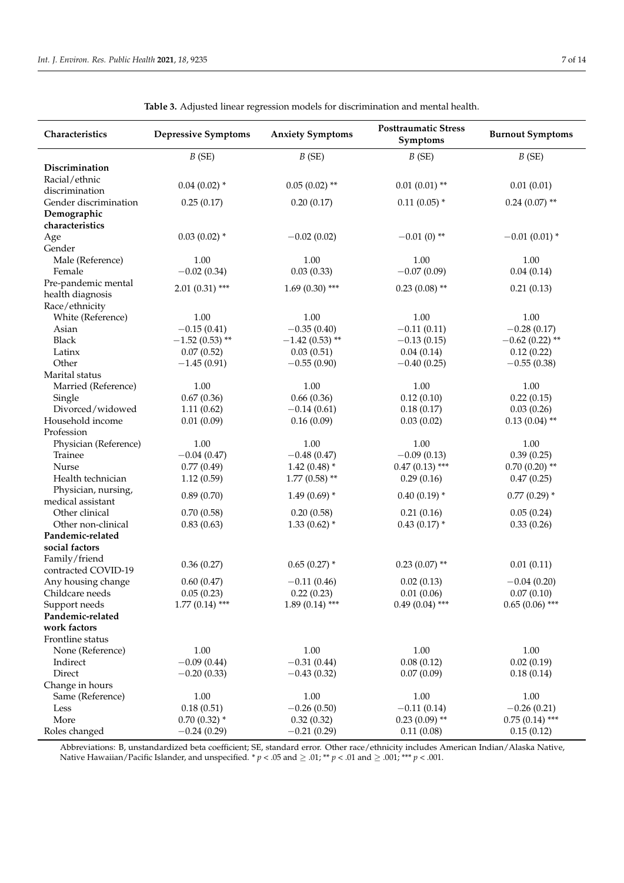**Table 3.** Adjusted linear regression models for discrimination and mental health.

| Characteristics | Depressive Symptoms | Anxiety Symptoms | Posttraumatic Stress Symptoms | Burnout Symptoms |
|---|---|---|---|---|
| | *B* (SE) | *B* (SE) | *B* (SE) | *B* (SE) |
| **Discrimination** | | | | |
| Racial/ethnic discrimination | 0.04 (0.02) * | 0.05 (0.02) ** | 0.01 (0.01) ** | 0.01 (0.01) |
| Gender discrimination | 0.25 (0.17) | 0.20 (0.17) | 0.11 (0.05) * | 0.24 (0.07) ** |
| **Demographic characteristics** | | | | |
| Age | 0.03 (0.02) * | −0.02 (0.02) | −0.01 (0) ** | −0.01 (0.01) * |
| Gender | | | | |
| Male (Reference) | 1.00 | 1.00 | 1.00 | 1.00 |
| Female | −0.02 (0.34) | 0.03 (0.33) | −0.07 (0.09) | 0.04 (0.14) |
| Pre-pandemic mental health diagnosis | 2.01 (0.31) *** | 1.69 (0.30) *** | 0.23 (0.08) ** | 0.21 (0.13) |
| Race/ethnicity | | | | |
| White (Reference) | 1.00 | 1.00 | 1.00 | 1.00 |
| Asian | −0.15 (0.41) | −0.35 (0.40) | −0.11 (0.11) | −0.28 (0.17) |
| Black | −1.52 (0.53) ** | −1.42 (0.53) ** | −0.13 (0.15) | −0.62 (0.22) ** |
| Latinx | 0.07 (0.52) | 0.03 (0.51) | 0.04 (0.14) | 0.12 (0.22) |
| Other | −1.45 (0.91) | −0.55 (0.90) | −0.40 (0.25) | −0.55 (0.38) |
| Marital status | | | | |
| Married (Reference) | 1.00 | 1.00 | 1.00 | 1.00 |
| Single | 0.67 (0.36) | 0.66 (0.36) | 0.12 (0.10) | 0.22 (0.15) |
| Divorced/widowed | 1.11 (0.62) | −0.14 (0.61) | 0.18 (0.17) | 0.03 (0.26) |
| Household income | 0.01 (0.09) | 0.16 (0.09) | 0.03 (0.02) | 0.13 (0.04) ** |
| Profession | | | | |
| Physician (Reference) | 1.00 | 1.00 | 1.00 | 1.00 |
| Trainee | −0.04 (0.47) | −0.48 (0.47) | −0.09 (0.13) | 0.39 (0.25) |
| Nurse | 0.77 (0.49) | 1.42 (0.48) * | 0.47 (0.13) *** | 0.70 (0.20) ** |
| Health technician | 1.12 (0.59) | 1.77 (0.58) ** | 0.29 (0.16) | 0.47 (0.25) |
| Physician, nursing, medical assistant | 0.89 (0.70) | 1.49 (0.69) * | 0.40 (0.19) * | 0.77 (0.29) * |
| Other clinical | 0.70 (0.58) | 0.20 (0.58) | 0.21 (0.16) | 0.05 (0.24) |
| Other non-clinical | 0.83 (0.63) | 1.33 (0.62) * | 0.43 (0.17) * | 0.33 (0.26) |
| **Pandemic-related social factors** | | | | |
| Family/friend contracted COVID-19 | 0.36 (0.27) | 0.65 (0.27) * | 0.23 (0.07) ** | 0.01 (0.11) |
| Any housing change | 0.60 (0.47) | −0.11 (0.46) | 0.02 (0.13) | −0.04 (0.20) |
| Childcare needs | 0.05 (0.23) | 0.22 (0.23) | 0.01 (0.06) | 0.07 (0.10) |
| Support needs | 1.77 (0.14) *** | 1.89 (0.14) *** | 0.49 (0.04) *** | 0.65 (0.06) *** |
| **Pandemic-related work factors** | | | | |
| Frontline status | | | | |
| None (Reference) | 1.00 | 1.00 | 1.00 | 1.00 |
| Indirect | −0.09 (0.44) | −0.31 (0.44) | 0.08 (0.12) | 0.02 (0.19) |
| Direct | −0.20 (0.33) | −0.43 (0.32) | 0.07 (0.09) | 0.18 (0.14) |
| Change in hours | | | | |
| Same (Reference) | 1.00 | 1.00 | 1.00 | 1.00 |
| Less | 0.18 (0.51) | −0.26 (0.50) | −0.11 (0.14) | −0.26 (0.21) |
| More | 0.70 (0.32) * | 0.32 (0.32) | 0.23 (0.09) ** | 0.75 (0.14) *** |
| Roles changed | −0.24 (0.29) | −0.21 (0.29) | 0.11 (0.08) | 0.15 (0.12) |

Abbreviations: B, unstandardized beta coefficient; SE, standard error. Other race/ethnicity includes American Indian/Alaska Native, Native Hawaiian/Pacific Islander, and unspecified. * $p < .05$ and $\geq .01$; ** $p < .01$ and $\geq .001$; *** $p < .001$.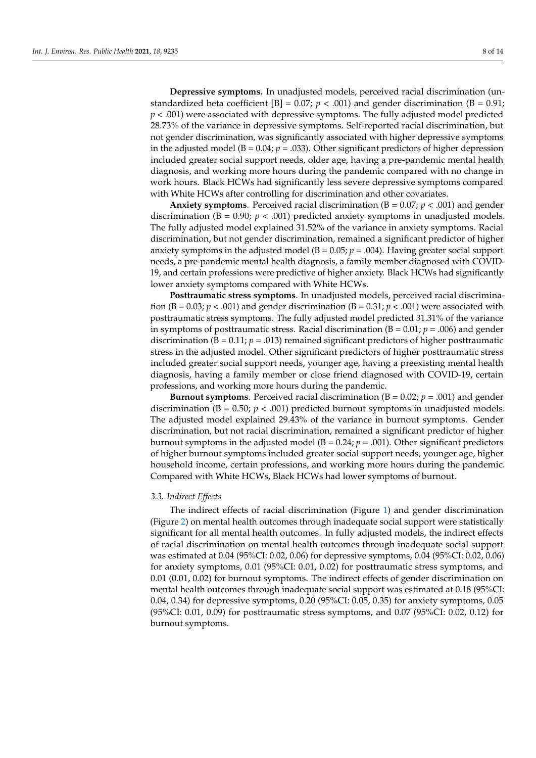**Depressive symptoms.** In unadjusted models, perceived racial discrimination (unstandardized beta coefficient [B] = 0.07; $p < .001$) and gender discrimination (B = 0.91; $p < .001$) were associated with depressive symptoms. The fully adjusted model predicted 28.73% of the variance in depressive symptoms. Self-reported racial discrimination, but not gender discrimination, was significantly associated with higher depressive symptoms in the adjusted model (B = 0.04; $p = .033$). Other significant predictors of higher depression included greater social support needs, older age, having a pre-pandemic mental health diagnosis, and working more hours during the pandemic compared with no change in work hours. Black HCWs had significantly less severe depressive symptoms compared with White HCWs after controlling for discrimination and other covariates.

**Anxiety symptoms**. Perceived racial discrimination (B = 0.07; $p < .001$) and gender discrimination (B = 0.90; $p < .001$) predicted anxiety symptoms in unadjusted models. The fully adjusted model explained 31.52% of the variance in anxiety symptoms. Racial discrimination, but not gender discrimination, remained a significant predictor of higher anxiety symptoms in the adjusted model (B = 0.05; $p = .004$). Having greater social support needs, a pre-pandemic mental health diagnosis, a family member diagnosed with COVID-19, and certain professions were predictive of higher anxiety. Black HCWs had significantly lower anxiety symptoms compared with White HCWs.

**Posttraumatic stress symptoms**. In unadjusted models, perceived racial discrimination (B = 0.03; $p < .001$) and gender discrimination (B = 0.31; $p < .001$) were associated with posttraumatic stress symptoms. The fully adjusted model predicted 31.31% of the variance in symptoms of posttraumatic stress. Racial discrimination (B = 0.01; $p = .006$) and gender discrimination (B = 0.11; $p = .013$) remained significant predictors of higher posttraumatic stress in the adjusted model. Other significant predictors of higher posttraumatic stress included greater social support needs, younger age, having a preexisting mental health diagnosis, having a family member or close friend diagnosed with COVID-19, certain professions, and working more hours during the pandemic.

**Burnout symptoms**. Perceived racial discrimination (B = 0.02; $p = .001$) and gender discrimination (B = 0.50; $p < .001$) predicted burnout symptoms in unadjusted models. The adjusted model explained 29.43% of the variance in burnout symptoms. Gender discrimination, but not racial discrimination, remained a significant predictor of higher burnout symptoms in the adjusted model (B = 0.24; $p = .001$). Other significant predictors of higher burnout symptoms included greater social support needs, younger age, higher household income, certain professions, and working more hours during the pandemic. Compared with White HCWs, Black HCWs had lower symptoms of burnout.

### *3.3. Indirect Effects*

The indirect effects of racial discrimination (Figure 1) and gender discrimination (Figure 2) on mental health outcomes through inadequate social support were statistically significant for all mental health outcomes. In fully adjusted models, the indirect effects of racial discrimination on mental health outcomes through inadequate social support was estimated at 0.04 (95%CI: 0.02, 0.06) for depressive symptoms, 0.04 (95%CI: 0.02, 0.06) for anxiety symptoms, 0.01 (95%CI: 0.01, 0.02) for posttraumatic stress symptoms, and 0.01 (0.01, 0.02) for burnout symptoms. The indirect effects of gender discrimination on mental health outcomes through inadequate social support was estimated at 0.18 (95%CI: 0.04, 0.34) for depressive symptoms, 0.20 (95%CI: 0.05, 0.35) for anxiety symptoms, 0.05 (95%CI: 0.01, 0.09) for posttraumatic stress symptoms, and 0.07 (95%CI: 0.02, 0.12) for burnout symptoms.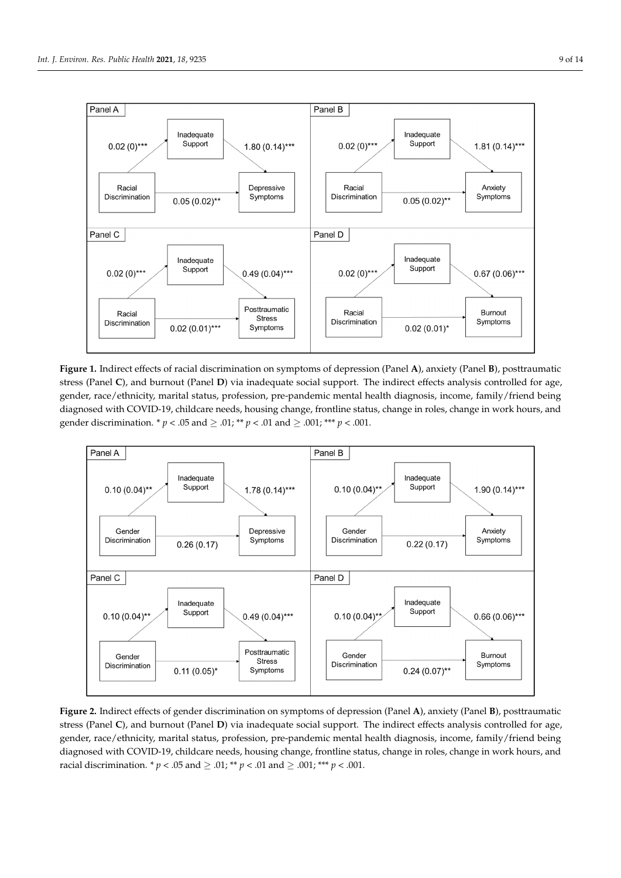| Panel | Predictor | Path to Inadequate Support | Path from Inadequate Support to Outcome | Outcome | Direct Path |
| --- | --- | --- | --- | --- | --- |
| Panel A | Racial Discrimination | 0.02 (0)*** | 1.80 (0.14)*** | Depressive Symptoms | 0.05 (0.02)** |
| Panel B | Racial Discrimination | 0.02 (0)*** | 1.81 (0.14)*** | Anxiety Symptoms | 0.05 (0.02)** |
| Panel C | Racial Discrimination | 0.02 (0)*** | 0.49 (0.04)*** | Posttraumatic Stress Symptoms | 0.02 (0.01)*** |
| Panel D | Racial Discrimination | 0.02 (0)*** | 0.67 (0.06)*** | Burnout Symptoms | 0.02 (0.01)* |

**Figure 1.** Indirect effects of racial discrimination on symptoms of depression (Panel **A**), anxiety (Panel **B**), posttraumatic stress (Panel **C**), and burnout (Panel **D**) via inadequate social support. The indirect effects analysis controlled for age, gender, race/ethnicity, marital status, profession, pre-pandemic mental health diagnosis, income, family/friend being diagnosed with COVID-19, childcare needs, housing change, frontline status, change in roles, change in work hours, and gender discrimination. * $p < .05$ and $\geq .01$; ** $p < .01$ and $\geq .001$; *** $p < .001$.

| Panel | Predictor | Path to Inadequate Support | Path from Inadequate Support to Outcome | Outcome | Direct Path |
| --- | --- | --- | --- | --- | --- |
| Panel A | Gender Discrimination | 0.10 (0.04)** | 1.78 (0.14)*** | Depressive Symptoms | 0.26 (0.17) |
| Panel B | Gender Discrimination | 0.10 (0.04)** | 1.90 (0.14)*** | Anxiety Symptoms | 0.22 (0.17) |
| Panel C | Gender Discrimination | 0.10 (0.04)** | 0.49 (0.04)*** | Posttraumatic Stress Symptoms | 0.11 (0.05)* |
| Panel D | Gender Discrimination | 0.10 (0.04)** | 0.66 (0.06)*** | Burnout Symptoms | 0.24 (0.07)** |

**Figure 2.** Indirect effects of gender discrimination on symptoms of depression (Panel **A**), anxiety (Panel **B**), posttraumatic stress (Panel **C**), and burnout (Panel **D**) via inadequate social support. The indirect effects analysis controlled for age, gender, race/ethnicity, marital status, profession, pre-pandemic mental health diagnosis, income, family/friend being diagnosed with COVID-19, childcare needs, housing change, frontline status, change in roles, change in work hours, and racial discrimination. * $p < .05$ and $\geq .01$; ** $p < .01$ and $\geq .001$; *** $p < .001$.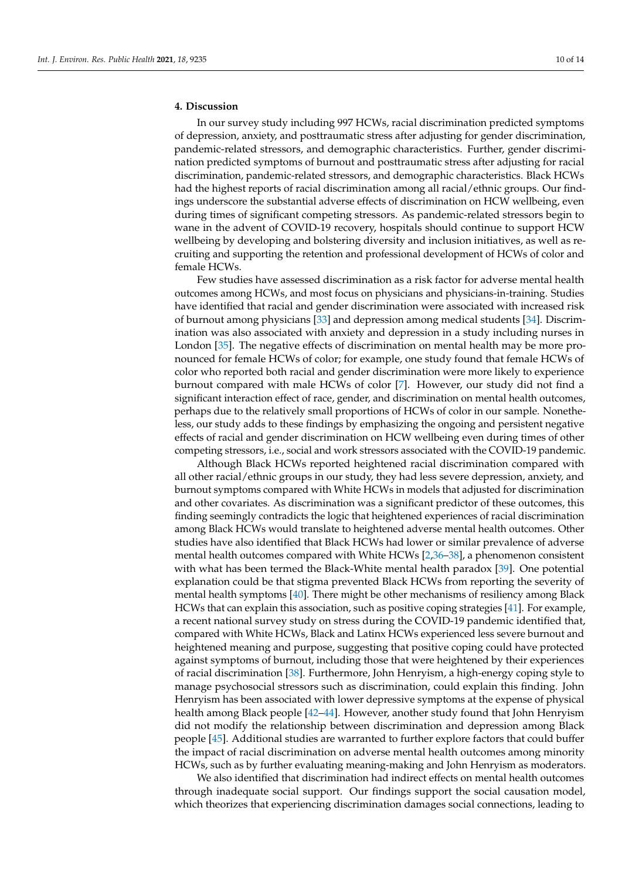## 4. Discussion

In our survey study including 997 HCWs, racial discrimination predicted symptoms of depression, anxiety, and posttraumatic stress after adjusting for gender discrimination, pandemic-related stressors, and demographic characteristics. Further, gender discrimination predicted symptoms of burnout and posttraumatic stress after adjusting for racial discrimination, pandemic-related stressors, and demographic characteristics. Black HCWs had the highest reports of racial discrimination among all racial/ethnic groups. Our findings underscore the substantial adverse effects of discrimination on HCW wellbeing, even during times of significant competing stressors. As pandemic-related stressors begin to wane in the advent of COVID-19 recovery, hospitals should continue to support HCW wellbeing by developing and bolstering diversity and inclusion initiatives, as well as recruiting and supporting the retention and professional development of HCWs of color and female HCWs.

Few studies have assessed discrimination as a risk factor for adverse mental health outcomes among HCWs, and most focus on physicians and physicians-in-training. Studies have identified that racial and gender discrimination were associated with increased risk of burnout among physicians [33] and depression among medical students [34]. Discrimination was also associated with anxiety and depression in a study including nurses in London [35]. The negative effects of discrimination on mental health may be more pronounced for female HCWs of color; for example, one study found that female HCWs of color who reported both racial and gender discrimination were more likely to experience burnout compared with male HCWs of color [7]. However, our study did not find a significant interaction effect of race, gender, and discrimination on mental health outcomes, perhaps due to the relatively small proportions of HCWs of color in our sample. Nonetheless, our study adds to these findings by emphasizing the ongoing and persistent negative effects of racial and gender discrimination on HCW wellbeing even during times of other competing stressors, i.e., social and work stressors associated with the COVID-19 pandemic.

Although Black HCWs reported heightened racial discrimination compared with all other racial/ethnic groups in our study, they had less severe depression, anxiety, and burnout symptoms compared with White HCWs in models that adjusted for discrimination and other covariates. As discrimination was a significant predictor of these outcomes, this finding seemingly contradicts the logic that heightened experiences of racial discrimination among Black HCWs would translate to heightened adverse mental health outcomes. Other studies have also identified that Black HCWs had lower or similar prevalence of adverse mental health outcomes compared with White HCWs [2,36–38], a phenomenon consistent with what has been termed the Black-White mental health paradox [39]. One potential explanation could be that stigma prevented Black HCWs from reporting the severity of mental health symptoms [40]. There might be other mechanisms of resiliency among Black HCWs that can explain this association, such as positive coping strategies [41]. For example, a recent national survey study on stress during the COVID-19 pandemic identified that, compared with White HCWs, Black and Latinx HCWs experienced less severe burnout and heightened meaning and purpose, suggesting that positive coping could have protected against symptoms of burnout, including those that were heightened by their experiences of racial discrimination [38]. Furthermore, John Henryism, a high-energy coping style to manage psychosocial stressors such as discrimination, could explain this finding. John Henryism has been associated with lower depressive symptoms at the expense of physical health among Black people [42–44]. However, another study found that John Henryism did not modify the relationship between discrimination and depression among Black people [45]. Additional studies are warranted to further explore factors that could buffer the impact of racial discrimination on adverse mental health outcomes among minority HCWs, such as by further evaluating meaning-making and John Henryism as moderators.

We also identified that discrimination had indirect effects on mental health outcomes through inadequate social support. Our findings support the social causation model, which theorizes that experiencing discrimination damages social connections, leading to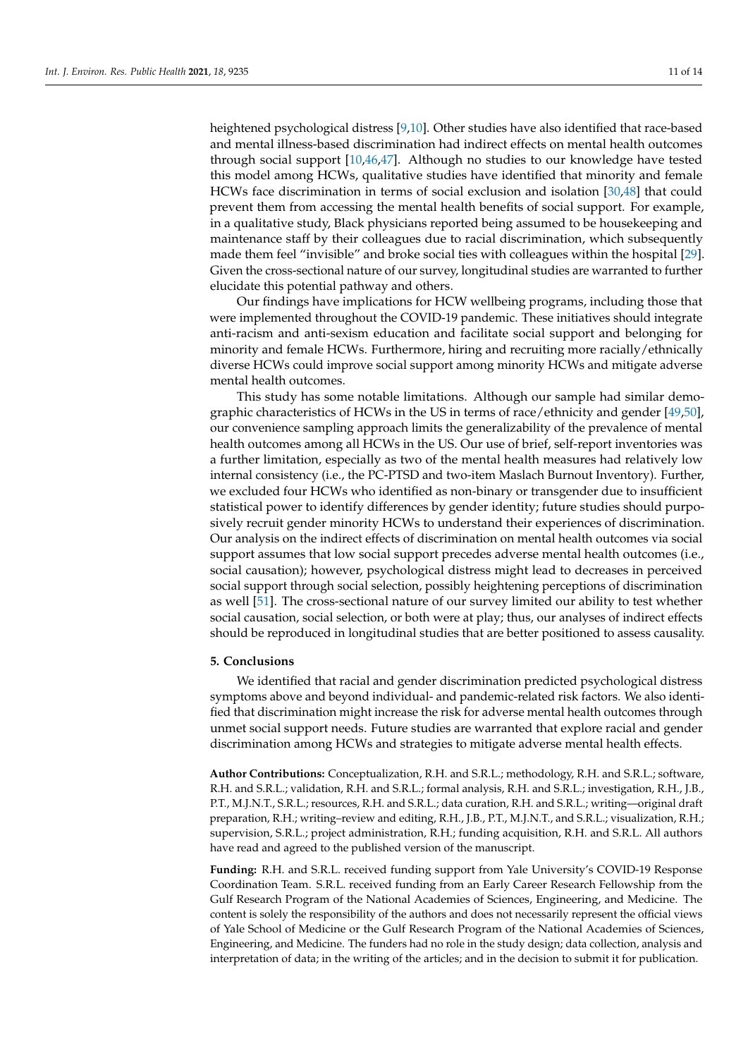heightened psychological distress [9,10]. Other studies have also identified that race-based and mental illness-based discrimination had indirect effects on mental health outcomes through social support [10,46,47]. Although no studies to our knowledge have tested this model among HCWs, qualitative studies have identified that minority and female HCWs face discrimination in terms of social exclusion and isolation [30,48] that could prevent them from accessing the mental health benefits of social support. For example, in a qualitative study, Black physicians reported being assumed to be housekeeping and maintenance staff by their colleagues due to racial discrimination, which subsequently made them feel "invisible" and broke social ties with colleagues within the hospital [29]. Given the cross-sectional nature of our survey, longitudinal studies are warranted to further elucidate this potential pathway and others.

Our findings have implications for HCW wellbeing programs, including those that were implemented throughout the COVID-19 pandemic. These initiatives should integrate anti-racism and anti-sexism education and facilitate social support and belonging for minority and female HCWs. Furthermore, hiring and recruiting more racially/ethnically diverse HCWs could improve social support among minority HCWs and mitigate adverse mental health outcomes.

This study has some notable limitations. Although our sample had similar demographic characteristics of HCWs in the US in terms of race/ethnicity and gender [49,50], our convenience sampling approach limits the generalizability of the prevalence of mental health outcomes among all HCWs in the US. Our use of brief, self-report inventories was a further limitation, especially as two of the mental health measures had relatively low internal consistency (i.e., the PC-PTSD and two-item Maslach Burnout Inventory). Further, we excluded four HCWs who identified as non-binary or transgender due to insufficient statistical power to identify differences by gender identity; future studies should purposively recruit gender minority HCWs to understand their experiences of discrimination. Our analysis on the indirect effects of discrimination on mental health outcomes via social support assumes that low social support precedes adverse mental health outcomes (i.e., social causation); however, psychological distress might lead to decreases in perceived social support through social selection, possibly heightening perceptions of discrimination as well [51]. The cross-sectional nature of our survey limited our ability to test whether social causation, social selection, or both were at play; thus, our analyses of indirect effects should be reproduced in longitudinal studies that are better positioned to assess causality.

## 5. Conclusions

We identified that racial and gender discrimination predicted psychological distress symptoms above and beyond individual- and pandemic-related risk factors. We also identified that discrimination might increase the risk for adverse mental health outcomes through unmet social support needs. Future studies are warranted that explore racial and gender discrimination among HCWs and strategies to mitigate adverse mental health effects.

**Author Contributions:** Conceptualization, R.H. and S.R.L.; methodology, R.H. and S.R.L.; software, R.H. and S.R.L.; validation, R.H. and S.R.L.; formal analysis, R.H. and S.R.L.; investigation, R.H., J.B., P.T., M.J.N.T., S.R.L.; resources, R.H. and S.R.L.; data curation, R.H. and S.R.L.; writing—original draft preparation, R.H.; writing–review and editing, R.H., J.B., P.T., M.J.N.T., and S.R.L.; visualization, R.H.; supervision, S.R.L.; project administration, R.H.; funding acquisition, R.H. and S.R.L. All authors have read and agreed to the published version of the manuscript.

**Funding:** R.H. and S.R.L. received funding support from Yale University's COVID-19 Response Coordination Team. S.R.L. received funding from an Early Career Research Fellowship from the Gulf Research Program of the National Academies of Sciences, Engineering, and Medicine. The content is solely the responsibility of the authors and does not necessarily represent the official views of Yale School of Medicine or the Gulf Research Program of the National Academies of Sciences, Engineering, and Medicine. The funders had no role in the study design; data collection, analysis and interpretation of data; in the writing of the articles; and in the decision to submit it for publication.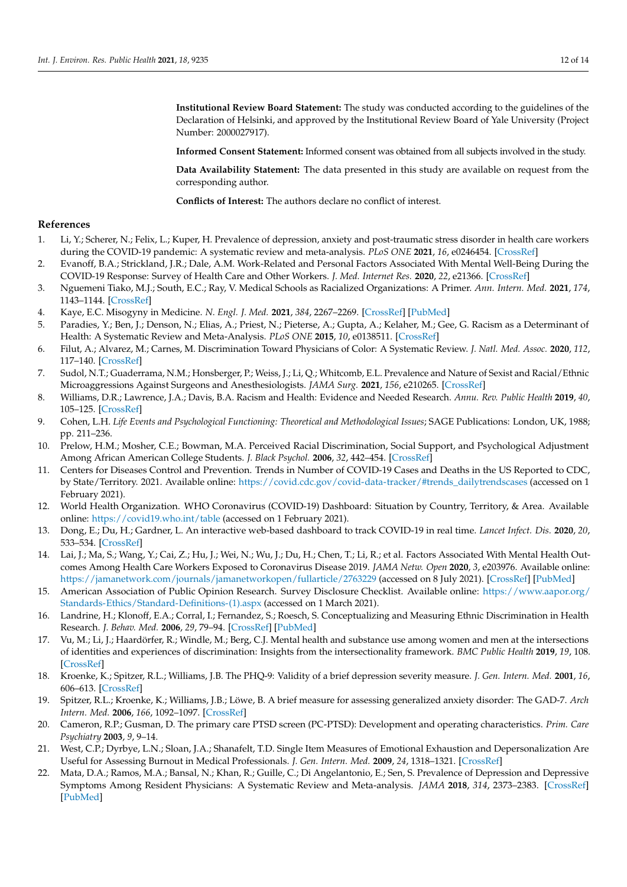**Institutional Review Board Statement:** The study was conducted according to the guidelines of the Declaration of Helsinki, and approved by the Institutional Review Board of Yale University (Project Number: 2000027917).

**Informed Consent Statement:** Informed consent was obtained from all subjects involved in the study.

**Data Availability Statement:** The data presented in this study are available on request from the corresponding author.

**Conflicts of Interest:** The authors declare no conflict of interest.

## References

1. Li, Y.; Scherer, N.; Felix, L.; Kuper, H. Prevalence of depression, anxiety and post-traumatic stress disorder in health care workers during the COVID-19 pandemic: A systematic review and meta-analysis. *PLoS ONE* **2021**, *16*, e0246454. [CrossRef]
2. Evanoff, B.A.; Strickland, J.R.; Dale, A.M. Work-Related and Personal Factors Associated With Mental Well-Being During the COVID-19 Response: Survey of Health Care and Other Workers. *J. Med. Internet Res.* **2020**, *22*, e21366. [CrossRef]
3. Nguemeni Tiako, M.J.; South, E.C.; Ray, V. Medical Schools as Racialized Organizations: A Primer. *Ann. Intern. Med.* **2021**, *174*, 1143–1144. [CrossRef]
4. Kaye, E.C. Misogyny in Medicine. *N. Engl. J. Med.* **2021**, *384*, 2267–2269. [CrossRef] [PubMed]
5. Paradies, Y.; Ben, J.; Denson, N.; Elias, A.; Priest, N.; Pieterse, A.; Gupta, A.; Kelaher, M.; Gee, G. Racism as a Determinant of Health: A Systematic Review and Meta-Analysis. *PLoS ONE* **2015**, *10*, e0138511. [CrossRef]
6. Filut, A.; Alvarez, M.; Carnes, M. Discrimination Toward Physicians of Color: A Systematic Review. *J. Natl. Med. Assoc.* **2020**, *112*, 117–140. [CrossRef]
7. Sudol, N.T.; Guaderrama, N.M.; Honsberger, P.; Weiss, J.; Li, Q.; Whitcomb, E.L. Prevalence and Nature of Sexist and Racial/Ethnic Microaggressions Against Surgeons and Anesthesiologists. *JAMA Surg.* **2021**, *156*, e210265. [CrossRef]
8. Williams, D.R.; Lawrence, J.A.; Davis, B.A. Racism and Health: Evidence and Needed Research. *Annu. Rev. Public Health* **2019**, *40*, 105–125. [CrossRef]
9. Cohen, L.H. *Life Events and Psychological Functioning: Theoretical and Methodological Issues*; SAGE Publications: London, UK, 1988; pp. 211–236.
10. Prelow, H.M.; Mosher, C.E.; Bowman, M.A. Perceived Racial Discrimination, Social Support, and Psychological Adjustment Among African American College Students. *J. Black Psychol.* **2006**, *32*, 442–454. [CrossRef]
11. Centers for Diseases Control and Prevention. Trends in Number of COVID-19 Cases and Deaths in the US Reported to CDC, by State/Territory. 2021. Available online: https://covid.cdc.gov/covid-data-tracker/#trends_dailytrendscases (accessed on 1 February 2021).
12. World Health Organization. WHO Coronavirus (COVID-19) Dashboard: Situation by Country, Territory, & Area. Available online: https://covid19.who.int/table (accessed on 1 February 2021).
13. Dong, E.; Du, H.; Gardner, L. An interactive web-based dashboard to track COVID-19 in real time. *Lancet Infect. Dis.* **2020**, *20*, 533–534. [CrossRef]
14. Lai, J.; Ma, S.; Wang, Y.; Cai, Z.; Hu, J.; Wei, N.; Wu, J.; Du, H.; Chen, T.; Li, R.; et al. Factors Associated With Mental Health Outcomes Among Health Care Workers Exposed to Coronavirus Disease 2019. *JAMA Netw. Open* **2020**, *3*, e203976. Available online: https://jamanetwork.com/journals/jamanetworkopen/fullarticle/2763229 (accessed on 8 July 2021). [CrossRef] [PubMed]
15. American Association of Public Opinion Research. Survey Disclosure Checklist. Available online: https://www.aapor.org/Standards-Ethics/Standard-Definitions-(1).aspx (accessed on 1 March 2021).
16. Landrine, H.; Klonoff, E.A.; Corral, I.; Fernandez, S.; Roesch, S. Conceptualizing and Measuring Ethnic Discrimination in Health Research. *J. Behav. Med.* **2006**, *29*, 79–94. [CrossRef] [PubMed]
17. Vu, M.; Li, J.; Haardörfer, R.; Windle, M.; Berg, C.J. Mental health and substance use among women and men at the intersections of identities and experiences of discrimination: Insights from the intersectionality framework. *BMC Public Health* **2019**, *19*, 108. [CrossRef]
18. Kroenke, K.; Spitzer, R.L.; Williams, J.B. The PHQ-9: Validity of a brief depression severity measure. *J. Gen. Intern. Med.* **2001**, *16*, 606–613. [CrossRef]
19. Spitzer, R.L.; Kroenke, K.; Williams, J.B.; Löwe, B. A brief measure for assessing generalized anxiety disorder: The GAD-7. *Arch Intern. Med.* **2006**, *166*, 1092–1097. [CrossRef]
20. Cameron, R.P.; Gusman, D. The primary care PTSD screen (PC-PTSD): Development and operating characteristics. *Prim. Care Psychiatry* **2003**, *9*, 9–14.
21. West, C.P.; Dyrbye, L.N.; Sloan, J.A.; Shanafelt, T.D. Single Item Measures of Emotional Exhaustion and Depersonalization Are Useful for Assessing Burnout in Medical Professionals. *J. Gen. Intern. Med.* **2009**, *24*, 1318–1321. [CrossRef]
22. Mata, D.A.; Ramos, M.A.; Bansal, N.; Khan, R.; Guille, C.; Di Angelantonio, E.; Sen, S. Prevalence of Depression and Depressive Symptoms Among Resident Physicians: A Systematic Review and Meta-analysis. *JAMA* **2018**, *314*, 2373–2383. [CrossRef] [PubMed]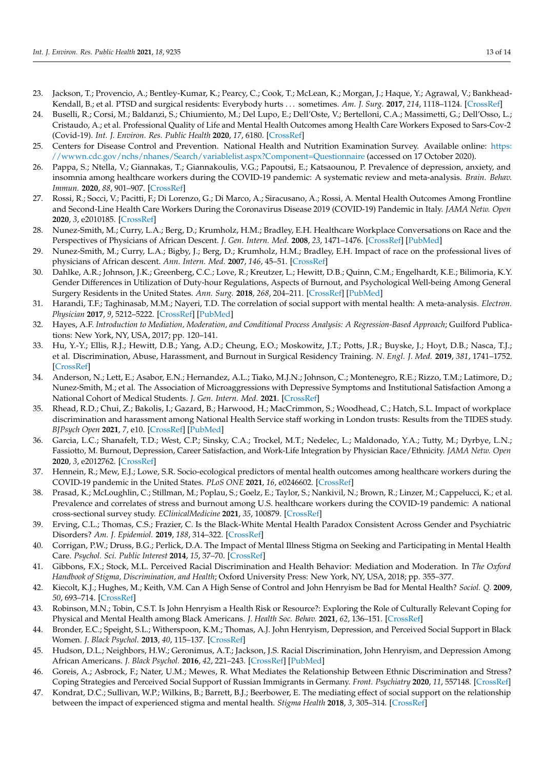23. Jackson, T.; Provencio, A.; Bentley-Kumar, K.; Pearcy, C.; Cook, T.; McLean, K.; Morgan, J.; Haque, Y.; Agrawal, V.; Bankhead-Kendall, B.; et al. PTSD and surgical residents: Everybody hurts . . . sometimes. *Am. J. Surg.* **2017**, *214*, 1118–1124. [CrossRef]
24. Buselli, R.; Corsi, M.; Baldanzi, S.; Chiumiento, M.; Del Lupo, E.; Dell'Oste, V.; Bertelloni, C.A.; Massimetti, G.; Dell'Osso, L.; Cristaudo, A.; et al. Professional Quality of Life and Mental Health Outcomes among Health Care Workers Exposed to Sars-Cov-2 (Covid-19). *Int. J. Environ. Res. Public Health* **2020**, *17*, 6180. [CrossRef]
25. Centers for Disease Control and Prevention. National Health and Nutrition Examination Survey. Available online: https://wwwn.cdc.gov/nchs/nhanes/Search/variablelist.aspx?Component=Questionnaire (accessed on 17 October 2020).
26. Pappa, S.; Ntella, V.; Giannakas, T.; Giannakoulis, V.G.; Papoutsi, E.; Katsaounou, P. Prevalence of depression, anxiety, and insomnia among healthcare workers during the COVID-19 pandemic: A systematic review and meta-analysis. *Brain. Behav. Immun.* **2020**, *88*, 901–907. [CrossRef]
27. Rossi, R.; Socci, V.; Pacitti, F.; Di Lorenzo, G.; Di Marco, A.; Siracusano, A.; Rossi, A. Mental Health Outcomes Among Frontline and Second-Line Health Care Workers During the Coronavirus Disease 2019 (COVID-19) Pandemic in Italy. *JAMA Netw. Open* **2020**, *3*, e2010185. [CrossRef]
28. Nunez-Smith, M.; Curry, L.A.; Berg, D.; Krumholz, H.M.; Bradley, E.H. Healthcare Workplace Conversations on Race and the Perspectives of Physicians of African Descent. *J. Gen. Intern. Med.* **2008**, *23*, 1471–1476. [CrossRef] [PubMed]
29. Nunez-Smith, M.; Curry, L.A.; Bigby, J.; Berg, D.; Krumholz, H.M.; Bradley, E.H. Impact of race on the professional lives of physicians of African descent. *Ann. Intern. Med.* **2007**, *146*, 45–51. [CrossRef]
30. Dahlke, A.R.; Johnson, J.K.; Greenberg, C.C.; Love, R.; Kreutzer, L.; Hewitt, D.B.; Quinn, C.M.; Engelhardt, K.E.; Bilimoria, K.Y. Gender Differences in Utilization of Duty-hour Regulations, Aspects of Burnout, and Psychological Well-being Among General Surgery Residents in the United States. *Ann. Surg.* **2018**, *268*, 204–211. [CrossRef] [PubMed]
31. Harandi, T.F.; Taghinasab, M.M.; Nayeri, T.D. The correlation of social support with mental health: A meta-analysis. *Electron. Physician* **2017**, *9*, 5212–5222. [CrossRef] [PubMed]
32. Hayes, A.F. *Introduction to Mediation, Moderation, and Conditional Process Analysis: A Regression-Based Approach*; Guilford Publications: New York, NY, USA, 2017; pp. 120–141.
33. Hu, Y.-Y.; Ellis, R.J.; Hewitt, D.B.; Yang, A.D.; Cheung, E.O.; Moskowitz, J.T.; Potts, J.R.; Buyske, J.; Hoyt, D.B.; Nasca, T.J.; et al. Discrimination, Abuse, Harassment, and Burnout in Surgical Residency Training. *N. Engl. J. Med.* **2019**, *381*, 1741–1752. [CrossRef]
34. Anderson, N.; Lett, E.; Asabor, E.N.; Hernandez, A.L.; Tiako, M.J.N.; Johnson, C.; Montenegro, R.E.; Rizzo, T.M.; Latimore, D.; Nunez-Smith, M.; et al. The Association of Microaggressions with Depressive Symptoms and Institutional Satisfaction Among a National Cohort of Medical Students. *J. Gen. Intern. Med.* **2021**. [CrossRef]
35. Rhead, R.D.; Chui, Z.; Bakolis, I.; Gazard, B.; Harwood, H.; MacCrimmon, S.; Woodhead, C.; Hatch, S.L. Impact of workplace discrimination and harassment among National Health Service staff working in London trusts: Results from the TIDES study. *BJPsych Open* **2021**, *7*, e10. [CrossRef] [PubMed]
36. Garcia, L.C.; Shanafelt, T.D.; West, C.P.; Sinsky, C.A.; Trockel, M.T.; Nedelec, L.; Maldonado, Y.A.; Tutty, M.; Dyrbye, L.N.; Fassiotto, M. Burnout, Depression, Career Satisfaction, and Work-Life Integration by Physician Race/Ethnicity. *JAMA Netw. Open* **2020**, *3*, e2012762. [CrossRef]
37. Hennein, R.; Mew, E.J.; Lowe, S.R. Socio-ecological predictors of mental health outcomes among healthcare workers during the COVID-19 pandemic in the United States. *PLoS ONE* **2021**, *16*, e0246602. [CrossRef]
38. Prasad, K.; McLoughlin, C.; Stillman, M.; Poplau, S.; Goelz, E.; Taylor, S.; Nankivil, N.; Brown, R.; Linzer, M.; Cappelucci, K.; et al. Prevalence and correlates of stress and burnout among U.S. healthcare workers during the COVID-19 pandemic: A national cross-sectional survey study. *EClinicalMedicine* **2021**, *35*, 100879. [CrossRef]
39. Erving, C.L.; Thomas, C.S.; Frazier, C. Is the Black-White Mental Health Paradox Consistent Across Gender and Psychiatric Disorders? *Am. J. Epidemiol.* **2019**, *188*, 314–322. [CrossRef]
40. Corrigan, P.W.; Druss, B.G.; Perlick, D.A. The Impact of Mental Illness Stigma on Seeking and Participating in Mental Health Care. *Psychol. Sci. Public Interest* **2014**, *15*, 37–70. [CrossRef]
41. Gibbons, F.X.; Stock, M.L. Perceived Racial Discrimination and Health Behavior: Mediation and Moderation. In *The Oxford Handbook of Stigma, Discrimination, and Health*; Oxford University Press: New York, NY, USA, 2018; pp. 355–377.
42. Kiecolt, K.J.; Hughes, M.; Keith, V.M. Can A High Sense of Control and John Henryism be Bad for Mental Health? *Sociol. Q.* **2009**, *50*, 693–714. [CrossRef]
43. Robinson, M.N.; Tobin, C.S.T. Is John Henryism a Health Risk or Resource?: Exploring the Role of Culturally Relevant Coping for Physical and Mental Health among Black Americans. *J. Health Soc. Behav.* **2021**, *62*, 136–151. [CrossRef]
44. Bronder, E.C.; Speight, S.L.; Witherspoon, K.M.; Thomas, A.J. John Henryism, Depression, and Perceived Social Support in Black Women. *J. Black Psychol.* **2013**, *40*, 115–137. [CrossRef]
45. Hudson, D.L.; Neighbors, H.W.; Geronimus, A.T.; Jackson, J.S. Racial Discrimination, John Henryism, and Depression Among African Americans. *J. Black Psychol.* **2016**, *42*, 221–243. [CrossRef] [PubMed]
46. Goreis, A.; Asbrock, F.; Nater, U.M.; Mewes, R. What Mediates the Relationship Between Ethnic Discrimination and Stress? Coping Strategies and Perceived Social Support of Russian Immigrants in Germany. *Front. Psychiatry* **2020**, *11*, 557148. [CrossRef]
47. Kondrat, D.C.; Sullivan, W.P.; Wilkins, B.; Barrett, B.J.; Beerbower, E. The mediating effect of social support on the relationship between the impact of experienced stigma and mental health. *Stigma Health* **2018**, *3*, 305–314. [CrossRef]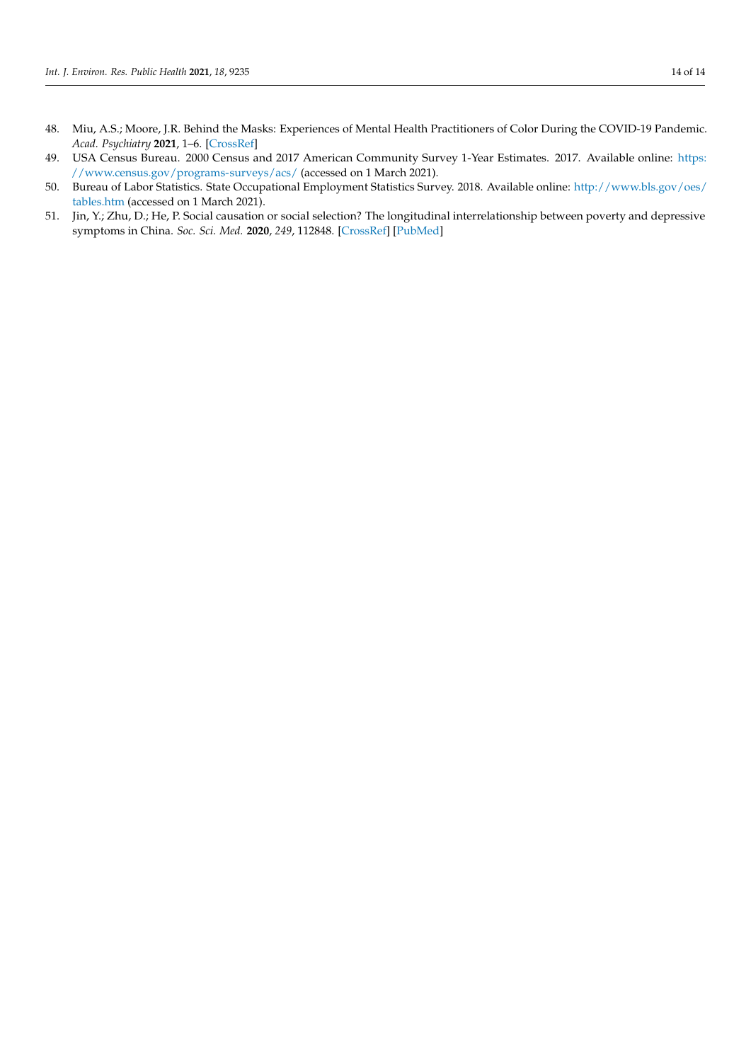48. Miu, A.S.; Moore, J.R. Behind the Masks: Experiences of Mental Health Practitioners of Color During the COVID-19 Pandemic. *Acad. Psychiatry* **2021**, 1–6. [CrossRef]
49. USA Census Bureau. 2000 Census and 2017 American Community Survey 1-Year Estimates. 2017. Available online: https://www.census.gov/programs-surveys/acs/ (accessed on 1 March 2021).
50. Bureau of Labor Statistics. State Occupational Employment Statistics Survey. 2018. Available online: http://www.bls.gov/oes/tables.htm (accessed on 1 March 2021).
51. Jin, Y.; Zhu, D.; He, P. Social causation or social selection? The longitudinal interrelationship between poverty and depressive symptoms in China. *Soc. Sci. Med.* **2020**, *249*, 112848. [CrossRef] [PubMed]